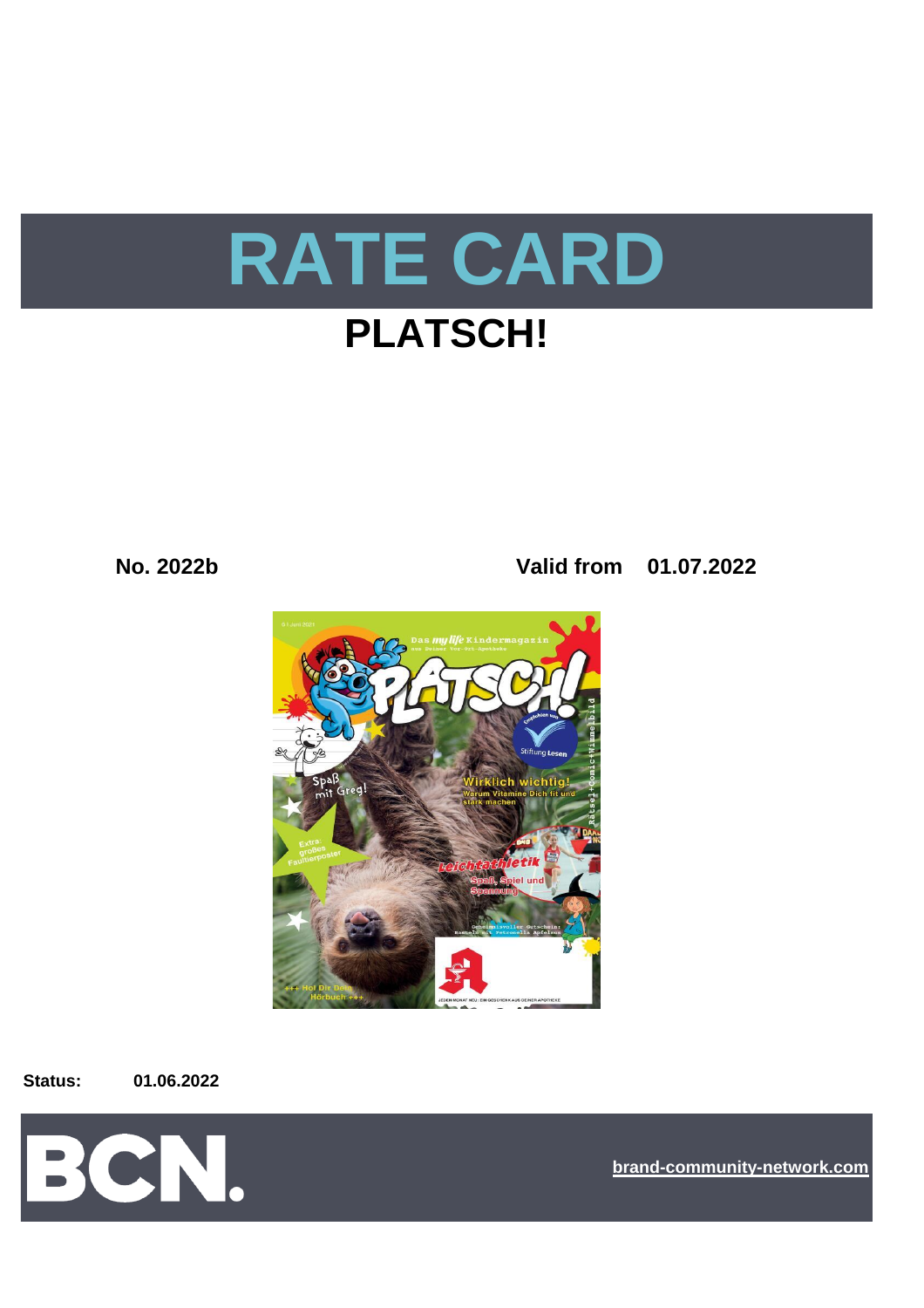# RATE CARD

## PLATSCH!

**No. 2022b** **Valid from 01.07.2022**

**Status:** **01.06.2022**

BCN.

brand-community-network.com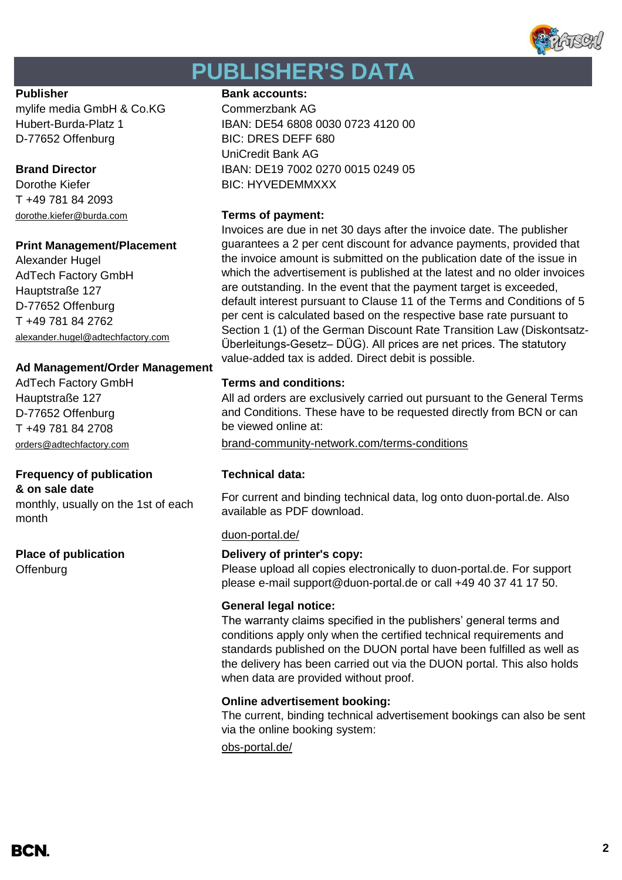# PUBLISHER'S DATA

**Publisher**
mylife media GmbH & Co.KG
Hubert-Burda-Platz 1
D-77652 Offenburg

**Brand Director**
Dorothe Kiefer
T +49 781 84 2093
dorothe.kiefer@burda.com

**Print Management/Placement**
Alexander Hugel
AdTech Factory GmbH
Hauptstraße 127
D-77652 Offenburg
T +49 781 84 2762
alexander.hugel@adtechfactory.com

**Ad Management/Order Management**
AdTech Factory GmbH
Hauptstraße 127
D-77652 Offenburg
T +49 781 84 2708
orders@adtechfactory.com

**Frequency of publication & on sale date**
monthly, usually on the 1st of each month

**Place of publication**
Offenburg

**Bank accounts:**
Commerzbank AG
IBAN: DE54 6808 0030 0723 4120 00
BIC: DRES DEFF 680
UniCredit Bank AG
IBAN: DE19 7002 0270 0015 0249 05
BIC: HYVEDEMMXXX

**Terms of payment:**
Invoices are due in net 30 days after the invoice date. The publisher guarantees a 2 per cent discount for advance payments, provided that the invoice amount is submitted on the publication date of the issue in which the advertisement is published at the latest and no older invoices are outstanding. In the event that the payment target is exceeded, default interest pursuant to Clause 11 of the Terms and Conditions of 5 per cent is calculated based on the respective base rate pursuant to Section 1 (1) of the German Discount Rate Transition Law (Diskontsatz-Überleitungs-Gesetz– DÜG). All prices are net prices. The statutory value-added tax is added. Direct debit is possible.

**Terms and conditions:**
All ad orders are exclusively carried out pursuant to the General Terms and Conditions. These have to be requested directly from BCN or can be viewed online at:
brand-community-network.com/terms-conditions

**Technical data:**
For current and binding technical data, log onto duon-portal.de. Also available as PDF download.
duon-portal.de/

**Delivery of printer's copy:**
Please upload all copies electronically to duon-portal.de. For support please e-mail support@duon-portal.de or call +49 40 37 41 17 50.

**General legal notice:**
The warranty claims specified in the publishers' general terms and conditions apply only when the certified technical requirements and standards published on the DUON portal have been fulfilled as well as the delivery has been carried out via the DUON portal. This also holds when data are provided without proof.

**Online advertisement booking:**
The current, binding technical advertisement bookings can also be sent via the online booking system:
obs-portal.de/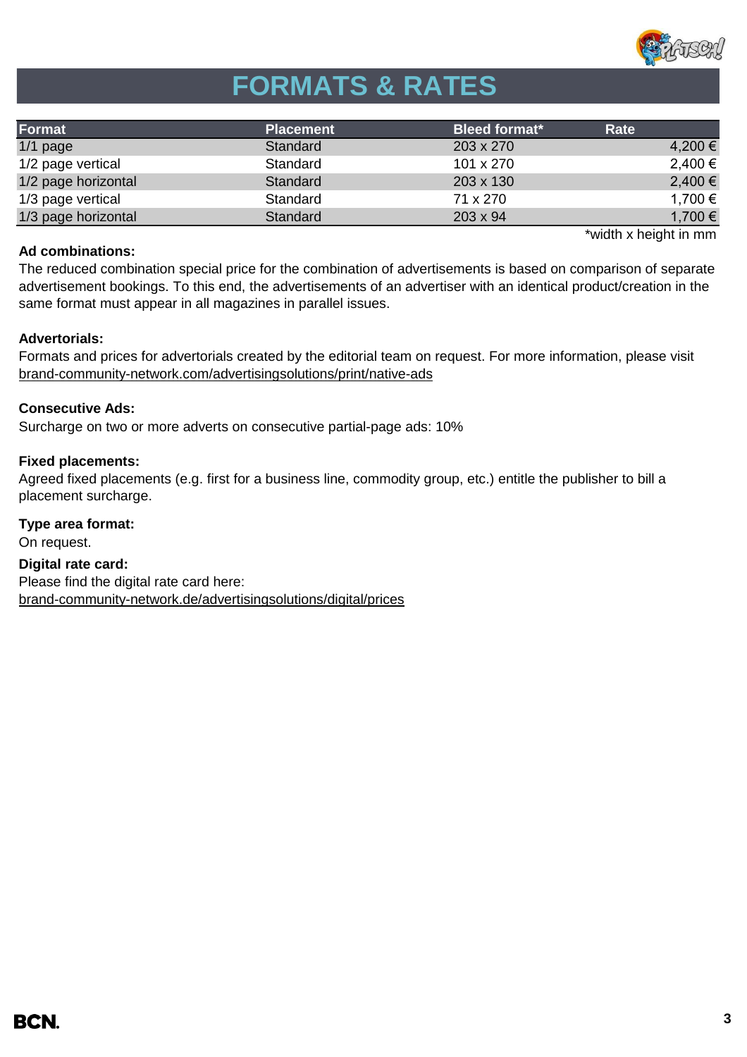# FORMATS & RATES

| Format | Placement | Bleed format* | Rate |
|---|---|---|---|
| 1/1 page | Standard | 203 x 270 | 4,200 € |
| 1/2 page vertical | Standard | 101 x 270 | 2,400 € |
| 1/2 page horizontal | Standard | 203 x 130 | 2,400 € |
| 1/3 page vertical | Standard | 71 x 270 | 1,700 € |
| 1/3 page horizontal | Standard | 203 x 94 | 1,700 € |

*width x height in mm

**Ad combinations:**

The reduced combination special price for the combination of advertisements is based on comparison of separate advertisement bookings. To this end, the advertisements of an advertiser with an identical product/creation in the same format must appear in all magazines in parallel issues.

**Advertorials:**

Formats and prices for advertorials created by the editorial team on request. For more information, please visit brand-community-network.com/advertisingsolutions/print/native-ads

**Consecutive Ads:**

Surcharge on two or more adverts on consecutive partial-page ads: 10%

**Fixed placements:**

Agreed fixed placements (e.g. first for a business line, commodity group, etc.) entitle the publisher to bill a placement surcharge.

**Type area format:**

On request.

**Digital rate card:**

Please find the digital rate card here:
brand-community-network.de/advertisingsolutions/digital/prices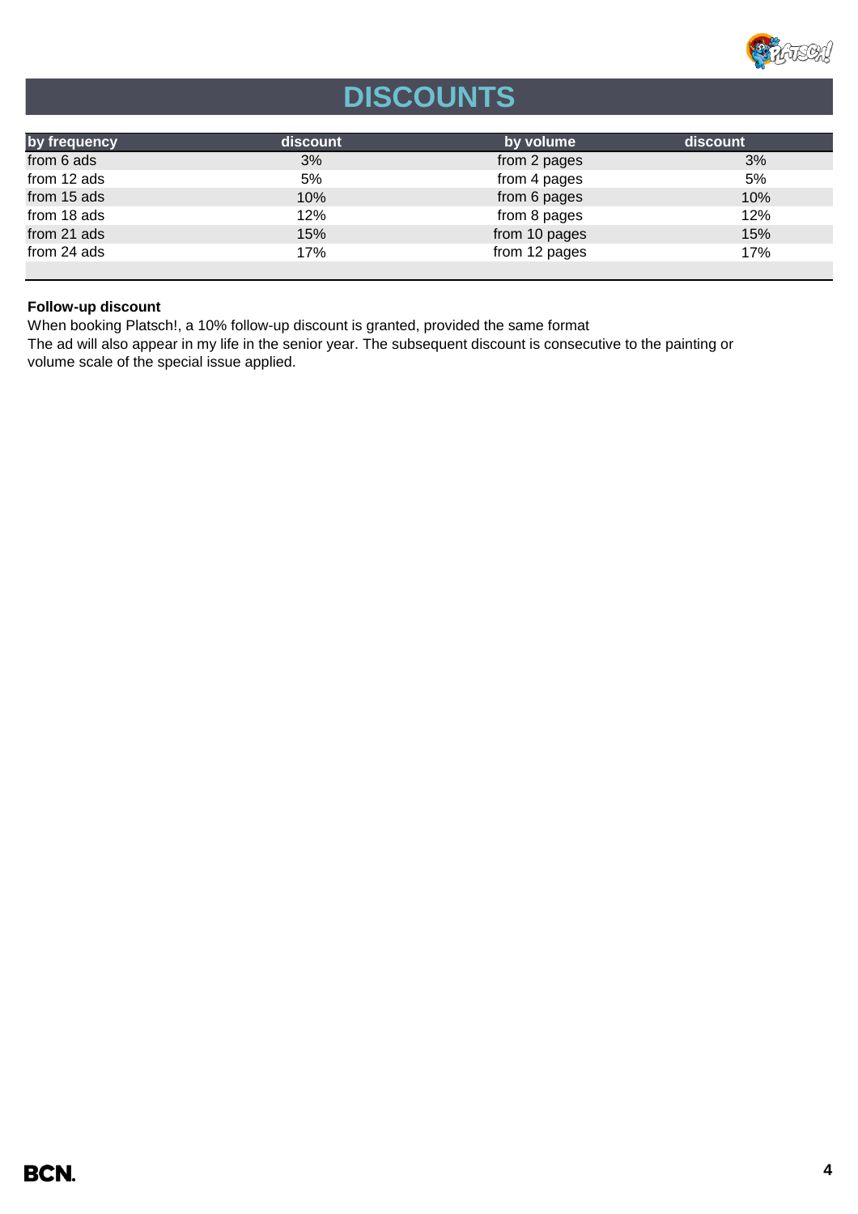# DISCOUNTS

| by frequency | discount | by volume | discount |
| --- | --- | --- | --- |
| from 6 ads | 3% | from 2 pages | 3% |
| from 12 ads | 5% | from 4 pages | 5% |
| from 15 ads | 10% | from 6 pages | 10% |
| from 18 ads | 12% | from 8 pages | 12% |
| from 21 ads | 15% | from 10 pages | 15% |
| from 24 ads | 17% | from 12 pages | 17% |

**Follow-up discount**

When booking Platsch!, a 10% follow-up discount is granted, provided the same format
The ad will also appear in my life in the senior year. The subsequent discount is consecutive to the painting or volume scale of the special issue applied.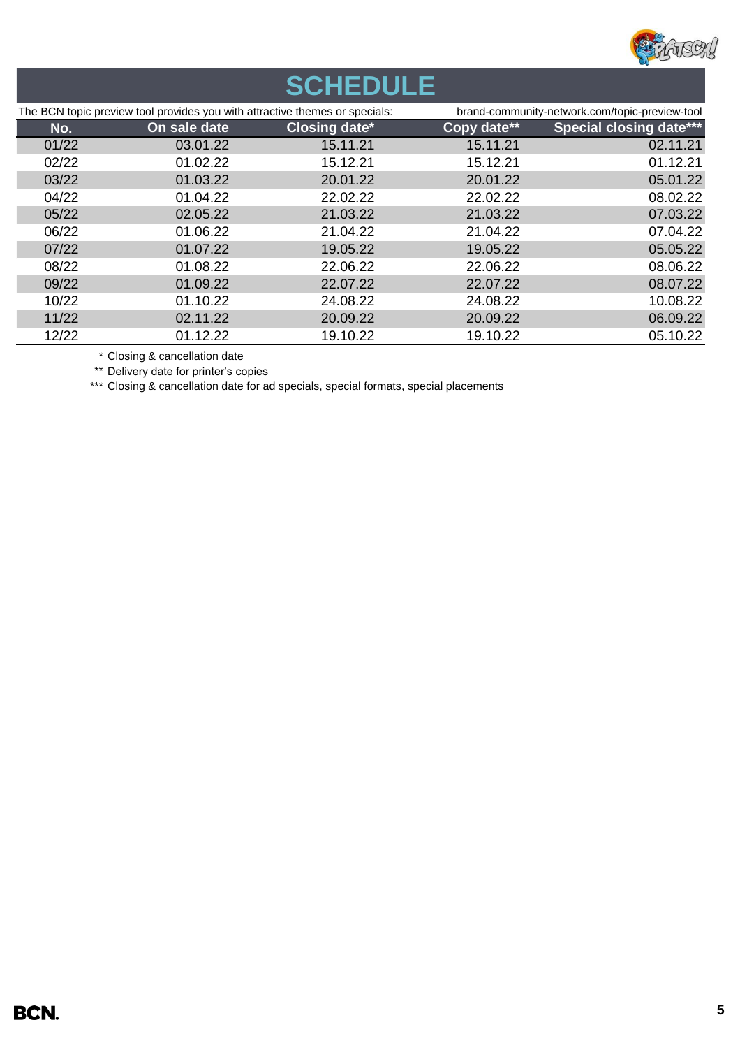# SCHEDULE

The BCN topic preview tool provides you with attractive themes or specials: brand-community-network.com/topic-preview-tool

| No. | On sale date | Closing date* | Copy date** | Special closing date*** |
|---|---|---|---|---|
| 01/22 | 03.01.22 | 15.11.21 | 15.11.21 | 02.11.21 |
| 02/22 | 01.02.22 | 15.12.21 | 15.12.21 | 01.12.21 |
| 03/22 | 01.03.22 | 20.01.22 | 20.01.22 | 05.01.22 |
| 04/22 | 01.04.22 | 22.02.22 | 22.02.22 | 08.02.22 |
| 05/22 | 02.05.22 | 21.03.22 | 21.03.22 | 07.03.22 |
| 06/22 | 01.06.22 | 21.04.22 | 21.04.22 | 07.04.22 |
| 07/22 | 01.07.22 | 19.05.22 | 19.05.22 | 05.05.22 |
| 08/22 | 01.08.22 | 22.06.22 | 22.06.22 | 08.06.22 |
| 09/22 | 01.09.22 | 22.07.22 | 22.07.22 | 08.07.22 |
| 10/22 | 01.10.22 | 24.08.22 | 24.08.22 | 10.08.22 |
| 11/22 | 02.11.22 | 20.09.22 | 20.09.22 | 06.09.22 |
| 12/22 | 01.12.22 | 19.10.22 | 19.10.22 | 05.10.22 |

\* Closing & cancellation date

\*\* Delivery date for printer's copies

\*\*\* Closing & cancellation date for ad specials, special formats, special placements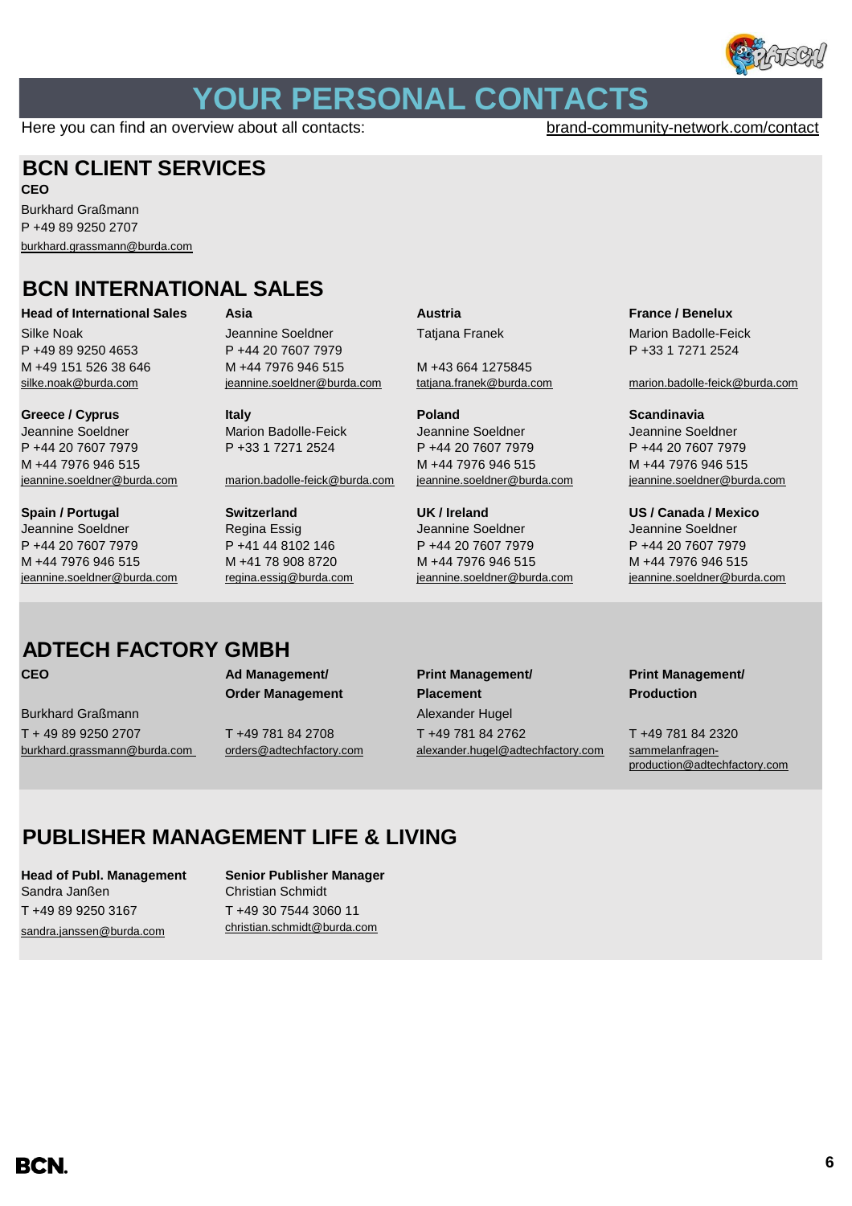# YOUR PERSONAL CONTACTS

Here you can find an overview about all contacts: brand-community-network.com/contact

## BCN CLIENT SERVICES

**CEO**
Burkhard Graßmann
P +49 89 9250 2707
burkhard.grassmann@burda.com

## BCN INTERNATIONAL SALES

**Head of International Sales**
Silke Noak
P +49 89 9250 4653
M +49 151 526 38 646
silke.noak@burda.com

**Asia**
Jeannine Soeldner
P +44 20 7607 7979
M +44 7976 946 515
jeannine.soeldner@burda.com

**Austria**
Tatjana Franek
M +43 664 1275845
tatjana.franek@burda.com

**France / Benelux**
Marion Badolle-Feick
P +33 1 7271 2524
marion.badolle-feick@burda.com

**Greece / Cyprus**
Jeannine Soeldner
P +44 20 7607 7979
M +44 7976 946 515
jeannine.soeldner@burda.com

**Italy**
Marion Badolle-Feick
P +33 1 7271 2524
marion.badolle-feick@burda.com

**Poland**
Jeannine Soeldner
P +44 20 7607 7979
M +44 7976 946 515
jeannine.soeldner@burda.com

**Scandinavia**
Jeannine Soeldner
P +44 20 7607 7979
M +44 7976 946 515
jeannine.soeldner@burda.com

**Spain / Portugal**
Jeannine Soeldner
P +44 20 7607 7979
M +44 7976 946 515
jeannine.soeldner@burda.com

**Switzerland**
Regina Essig
P +41 44 8102 146
M +41 78 908 8720
regina.essig@burda.com

**UK / Ireland**
Jeannine Soeldner
P +44 20 7607 7979
M +44 7976 946 515
jeannine.soeldner@burda.com

**US / Canada / Mexico**
Jeannine Soeldner
P +44 20 7607 7979
M +44 7976 946 515
jeannine.soeldner@burda.com

## ADTECH FACTORY GMBH

**CEO**
Burkhard Graßmann
T + 49 89 9250 2707
burkhard.grassmann@burda.com

**Ad Management/ Order Management**
T +49 781 84 2708
orders@adtechfactory.com

**Print Management/ Placement**
Alexander Hugel
T +49 781 84 2762
alexander.hugel@adtechfactory.com

**Print Management/ Production**
T +49 781 84 2320
sammelanfragen-production@adtechfactory.com

## PUBLISHER MANAGEMENT LIFE & LIVING

**Head of Publ. Management**
Sandra Janßen
T +49 89 9250 3167
sandra.janssen@burda.com

**Senior Publisher Manager**
Christian Schmidt
T +49 30 7544 3060 11
christian.schmidt@burda.com